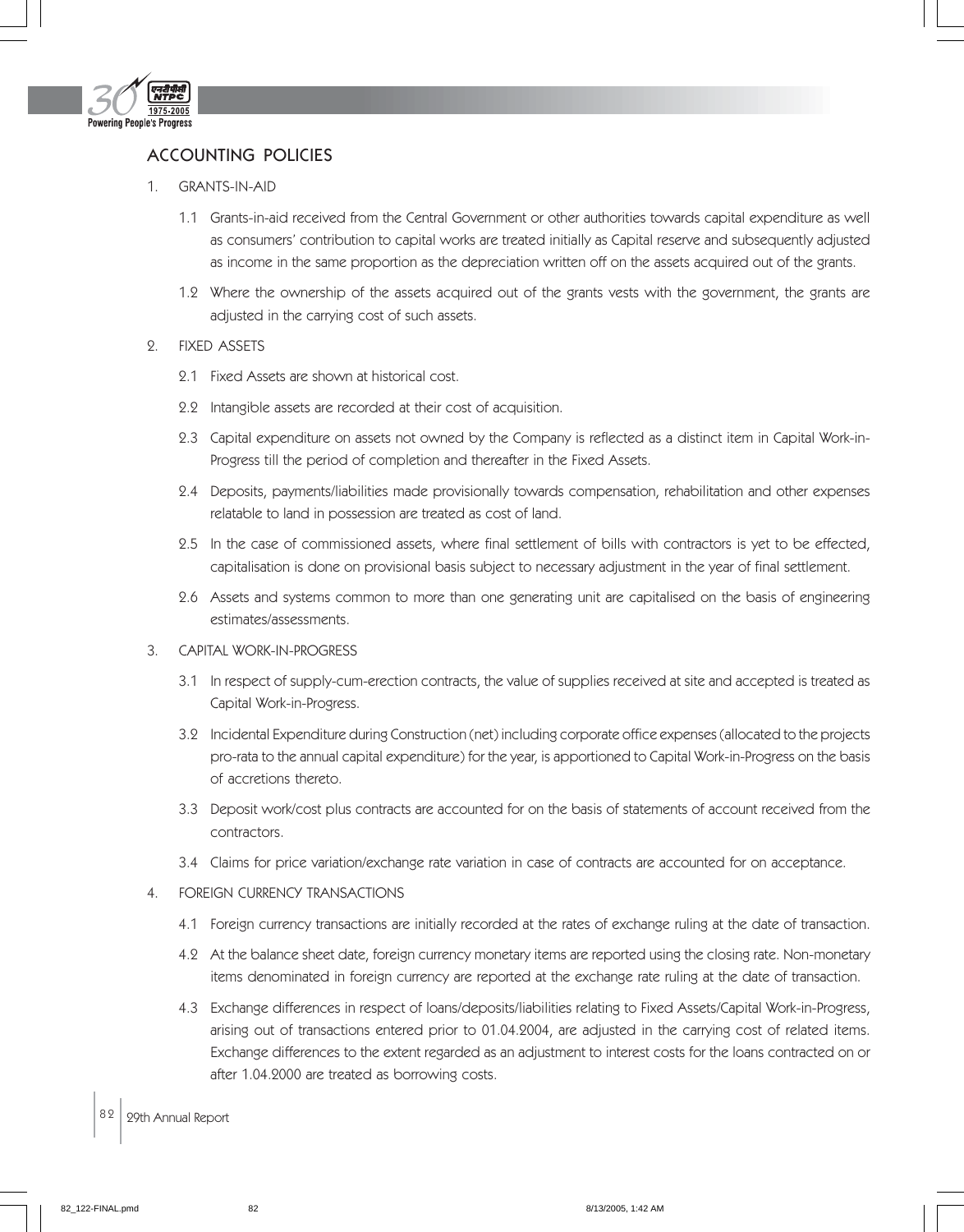# ACCOUNTING POLICIES

1. GRANTS-IN-AID

   1.1 Grants-in-aid received from the Central Government or other authorities towards capital expenditure as well as consumers' contribution to capital works are treated initially as Capital reserve and subsequently adjusted as income in the same proportion as the depreciation written off on the assets acquired out of the grants.

   1.2 Where the ownership of the assets acquired out of the grants vests with the government, the grants are adjusted in the carrying cost of such assets.

2. FIXED ASSETS

   2.1 Fixed Assets are shown at historical cost.

   2.2 Intangible assets are recorded at their cost of acquisition.

   2.3 Capital expenditure on assets not owned by the Company is reflected as a distinct item in Capital Work-in-Progress till the period of completion and thereafter in the Fixed Assets.

   2.4 Deposits, payments/liabilities made provisionally towards compensation, rehabilitation and other expenses relatable to land in possession are treated as cost of land.

   2.5 In the case of commissioned assets, where final settlement of bills with contractors is yet to be effected, capitalisation is done on provisional basis subject to necessary adjustment in the year of final settlement.

   2.6 Assets and systems common to more than one generating unit are capitalised on the basis of engineering estimates/assessments.

3. CAPITAL WORK-IN-PROGRESS

   3.1 In respect of supply-cum-erection contracts, the value of supplies received at site and accepted is treated as Capital Work-in-Progress.

   3.2 Incidental Expenditure during Construction (net) including corporate office expenses (allocated to the projects pro-rata to the annual capital expenditure) for the year, is apportioned to Capital Work-in-Progress on the basis of accretions thereto.

   3.3 Deposit work/cost plus contracts are accounted for on the basis of statements of account received from the contractors.

   3.4 Claims for price variation/exchange rate variation in case of contracts are accounted for on acceptance.

4. FOREIGN CURRENCY TRANSACTIONS

   4.1 Foreign currency transactions are initially recorded at the rates of exchange ruling at the date of transaction.

   4.2 At the balance sheet date, foreign currency monetary items are reported using the closing rate. Non-monetary items denominated in foreign currency are reported at the exchange rate ruling at the date of transaction.

   4.3 Exchange differences in respect of loans/deposits/liabilities relating to Fixed Assets/Capital Work-in-Progress, arising out of transactions entered prior to 01.04.2004, are adjusted in the carrying cost of related items. Exchange differences to the extent regarded as an adjustment to interest costs for the loans contracted on or after 1.04.2000 are treated as borrowing costs.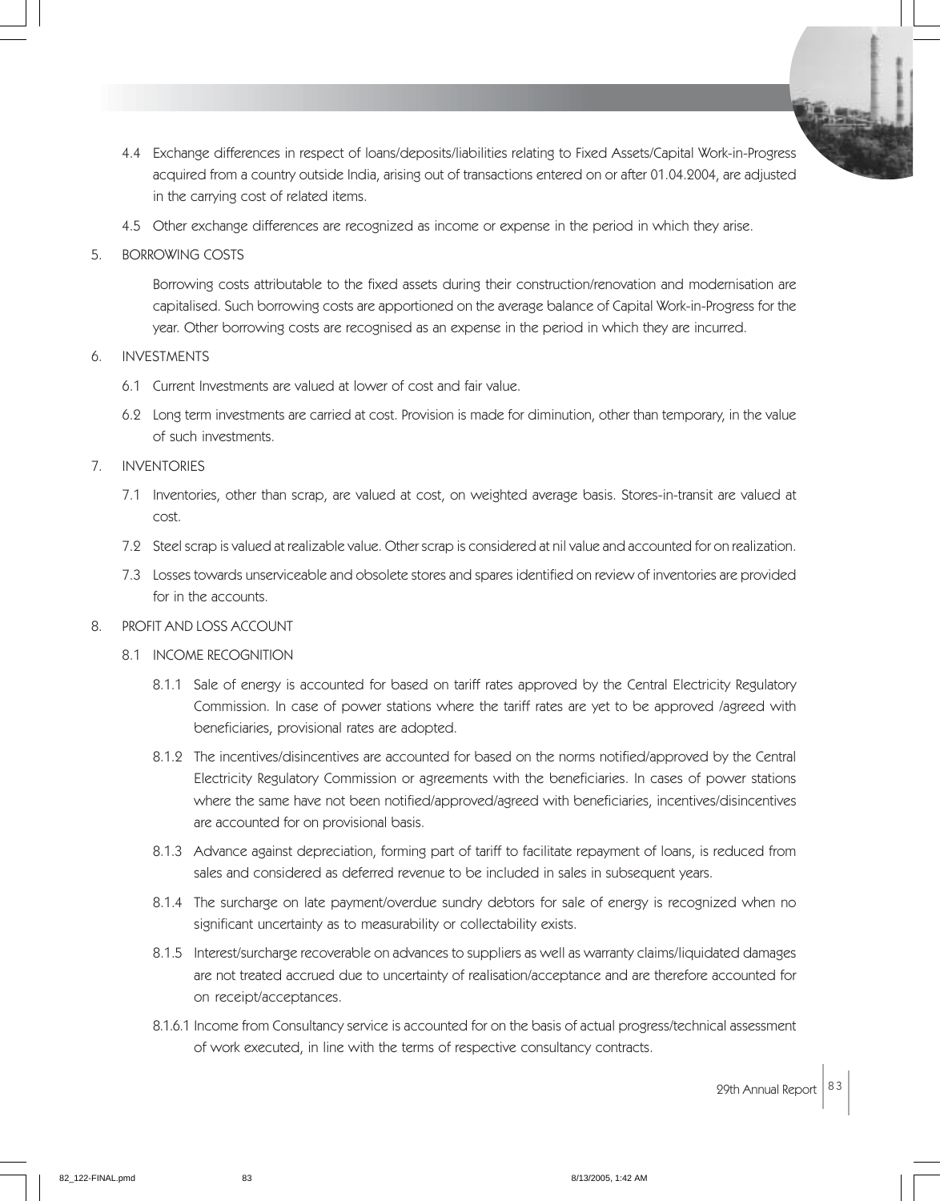4.4 Exchange differences in respect of loans/deposits/liabilities relating to Fixed Assets/Capital Work-in-Progress acquired from a country outside India, arising out of transactions entered on or after 01.04.2004, are adjusted in the carrying cost of related items.

4.5 Other exchange differences are recognized as income or expense in the period in which they arise.

5. BORROWING COSTS

Borrowing costs attributable to the fixed assets during their construction/renovation and modernisation are capitalised. Such borrowing costs are apportioned on the average balance of Capital Work-in-Progress for the year. Other borrowing costs are recognised as an expense in the period in which they are incurred.

6. INVESTMENTS

6.1 Current Investments are valued at lower of cost and fair value.

6.2 Long term investments are carried at cost. Provision is made for diminution, other than temporary, in the value of such investments.

7. INVENTORIES

7.1 Inventories, other than scrap, are valued at cost, on weighted average basis. Stores-in-transit are valued at cost.

7.2 Steel scrap is valued at realizable value. Other scrap is considered at nil value and accounted for on realization.

7.3 Losses towards unserviceable and obsolete stores and spares identified on review of inventories are provided for in the accounts.

8. PROFIT AND LOSS ACCOUNT

8.1 INCOME RECOGNITION

8.1.1 Sale of energy is accounted for based on tariff rates approved by the Central Electricity Regulatory Commission. In case of power stations where the tariff rates are yet to be approved /agreed with beneficiaries, provisional rates are adopted.

8.1.2 The incentives/disincentives are accounted for based on the norms notified/approved by the Central Electricity Regulatory Commission or agreements with the beneficiaries. In cases of power stations where the same have not been notified/approved/agreed with beneficiaries, incentives/disincentives are accounted for on provisional basis.

8.1.3 Advance against depreciation, forming part of tariff to facilitate repayment of loans, is reduced from sales and considered as deferred revenue to be included in sales in subsequent years.

8.1.4 The surcharge on late payment/overdue sundry debtors for sale of energy is recognized when no significant uncertainty as to measurability or collectability exists.

8.1.5 Interest/surcharge recoverable on advances to suppliers as well as warranty claims/liquidated damages are not treated accrued due to uncertainty of realisation/acceptance and are therefore accounted for on receipt/acceptances.

8.1.6.1 Income from Consultancy service is accounted for on the basis of actual progress/technical assessment of work executed, in line with the terms of respective consultancy contracts.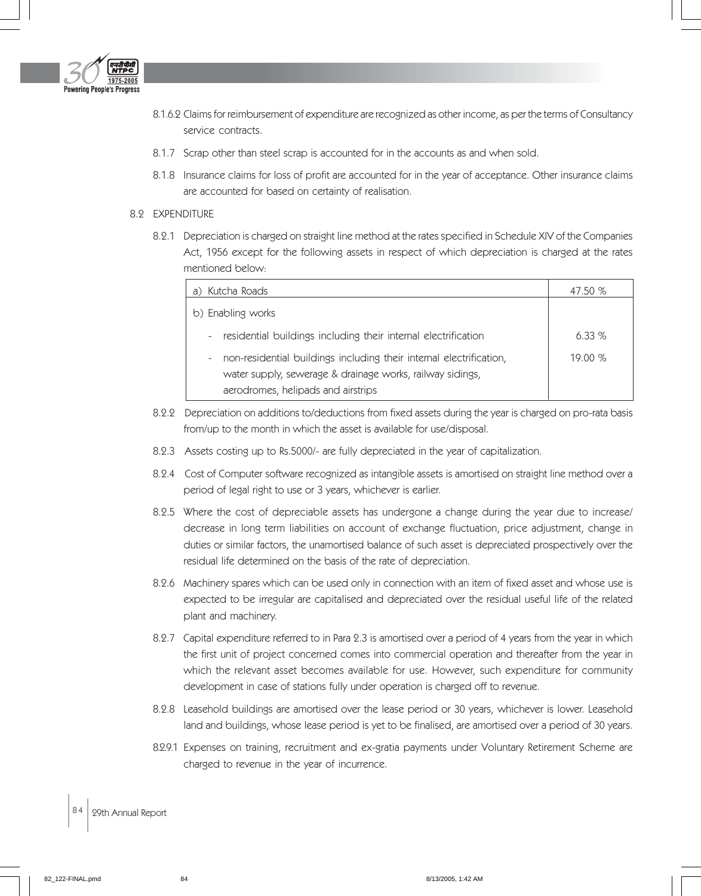8.1.6.2 Claims for reimbursement of expenditure are recognized as other income, as per the terms of Consultancy service contracts.

8.1.7 Scrap other than steel scrap is accounted for in the accounts as and when sold.

8.1.8 Insurance claims for loss of profit are accounted for in the year of acceptance. Other insurance claims are accounted for based on certainty of realisation.

8.2 EXPENDITURE

8.2.1 Depreciation is charged on straight line method at the rates specified in Schedule XIV of the Companies Act, 1956 except for the following assets in respect of which depreciation is charged at the rates mentioned below:

| | |
|---|---|
| a) Kutcha Roads | 47.50 % |
| b) Enabling works | |
| - residential buildings including their internal electrification | 6.33 % |
| - non-residential buildings including their internal electrification, water supply, sewerage & drainage works, railway sidings, aerodromes, helipads and airstrips | 19.00 % |

8.2.2 Depreciation on additions to/deductions from fixed assets during the year is charged on pro-rata basis from/up to the month in which the asset is available for use/disposal.

8.2.3 Assets costing up to Rs.5000/- are fully depreciated in the year of capitalization.

8.2.4 Cost of Computer software recognized as intangible assets is amortised on straight line method over a period of legal right to use or 3 years, whichever is earlier.

8.2.5 Where the cost of depreciable assets has undergone a change during the year due to increase/ decrease in long term liabilities on account of exchange fluctuation, price adjustment, change in duties or similar factors, the unamortised balance of such asset is depreciated prospectively over the residual life determined on the basis of the rate of depreciation.

8.2.6 Machinery spares which can be used only in connection with an item of fixed asset and whose use is expected to be irregular are capitalised and depreciated over the residual useful life of the related plant and machinery.

8.2.7 Capital expenditure referred to in Para 2.3 is amortised over a period of 4 years from the year in which the first unit of project concerned comes into commercial operation and thereafter from the year in which the relevant asset becomes available for use. However, such expenditure for community development in case of stations fully under operation is charged off to revenue.

8.2.8 Leasehold buildings are amortised over the lease period or 30 years, whichever is lower. Leasehold land and buildings, whose lease period is yet to be finalised, are amortised over a period of 30 years.

8.2.9.1 Expenses on training, recruitment and ex-gratia payments under Voluntary Retirement Scheme are charged to revenue in the year of incurrence.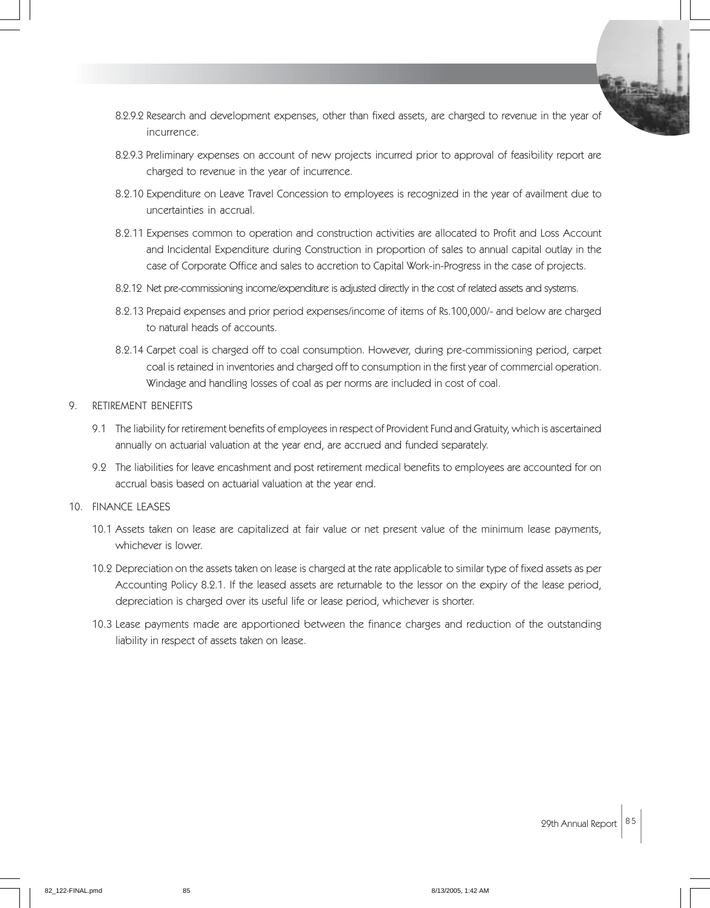8.2.9.2 Research and development expenses, other than fixed assets, are charged to revenue in the year of incurrence.

8.2.9.3 Preliminary expenses on account of new projects incurred prior to approval of feasibility report are charged to revenue in the year of incurrence.

8.2.10 Expenditure on Leave Travel Concession to employees is recognized in the year of availment due to uncertainties in accrual.

8.2.11 Expenses common to operation and construction activities are allocated to Profit and Loss Account and Incidental Expenditure during Construction in proportion of sales to annual capital outlay in the case of Corporate Office and sales to accretion to Capital Work-in-Progress in the case of projects.

8.2.12 Net pre-commissioning income/expenditure is adjusted directly in the cost of related assets and systems.

8.2.13 Prepaid expenses and prior period expenses/income of items of Rs.100,000/- and below are charged to natural heads of accounts.

8.2.14 Carpet coal is charged off to coal consumption. However, during pre-commissioning period, carpet coal is retained in inventories and charged off to consumption in the first year of commercial operation. Windage and handling losses of coal as per norms are included in cost of coal.

9. RETIREMENT BENEFITS

9.1 The liability for retirement benefits of employees in respect of Provident Fund and Gratuity, which is ascertained annually on actuarial valuation at the year end, are accrued and funded separately.

9.2 The liabilities for leave encashment and post retirement medical benefits to employees are accounted for on accrual basis based on actuarial valuation at the year end.

10. FINANCE LEASES

10.1 Assets taken on lease are capitalized at fair value or net present value of the minimum lease payments, whichever is lower.

10.2 Depreciation on the assets taken on lease is charged at the rate applicable to similar type of fixed assets as per Accounting Policy 8.2.1. If the leased assets are returnable to the lessor on the expiry of the lease period, depreciation is charged over its useful life or lease period, whichever is shorter.

10.3 Lease payments made are apportioned between the finance charges and reduction of the outstanding liability in respect of assets taken on lease.